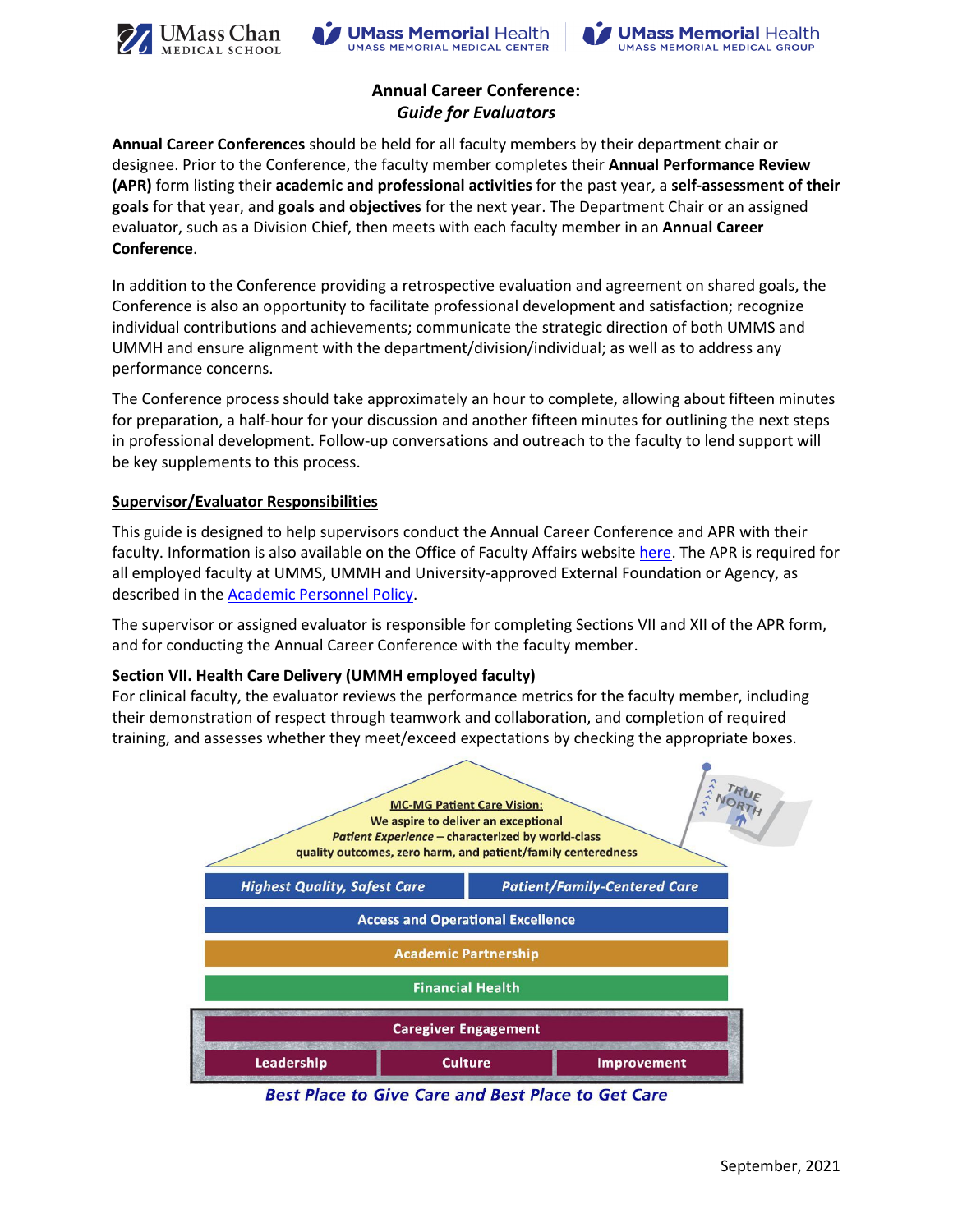# Annual Career Conference:

## *Guide for Evaluators*

**Annual Career Conferences** should be held for all faculty members by their department chair or designee. Prior to the Conference, the faculty member completes their **Annual Performance Review (APR)** form listing their **academic and professional activities** for the past year, a **self-assessment of their goals** for that year, and **goals and objectives** for the next year. The Department Chair or an assigned evaluator, such as a Division Chief, then meets with each faculty member in an **Annual Career Conference**.

In addition to the Conference providing a retrospective evaluation and agreement on shared goals, the Conference is also an opportunity to facilitate professional development and satisfaction; recognize individual contributions and achievements; communicate the strategic direction of both UMMS and UMMH and ensure alignment with the department/division/individual; as well as to address any performance concerns.

The Conference process should take approximately an hour to complete, allowing about fifteen minutes for preparation, a half-hour for your discussion and another fifteen minutes for outlining the next steps in professional development. Follow-up conversations and outreach to the faculty to lend support will be key supplements to this process.

### Supervisor/Evaluator Responsibilities

This guide is designed to help supervisors conduct the Annual Career Conference and APR with their faculty. Information is also available on the Office of Faculty Affairs website [here](). The APR is required for all employed faculty at UMMS, UMMH and University-approved External Foundation or Agency, as described in the [Academic Personnel Policy]().

The supervisor or assigned evaluator is responsible for completing Sections VII and XII of the APR form, and for conducting the Annual Career Conference with the faculty member.

**Section VII. Health Care Delivery (UMMH employed faculty)**

For clinical faculty, the evaluator reviews the performance metrics for the faculty member, including their demonstration of respect through teamwork and collaboration, and completion of required training, and assesses whether they meet/exceed expectations by checking the appropriate boxes.

**MC-MG Patient Care Vision:**
We aspire to deliver an exceptional *Patient Experience* – characterized by world-class quality outcomes, zero harm, and patient/family centeredness

TRUE NORTH

| Highest Quality, Safest Care | Patient/Family-Centered Care |
|---|---|

- Access and Operational Excellence
- Academic Partnership
- Financial Health
- Caregiver Engagement

| Leadership | Culture | Improvement |
|---|---|---|

*Best Place to Give Care and Best Place to Get Care*

September, 2021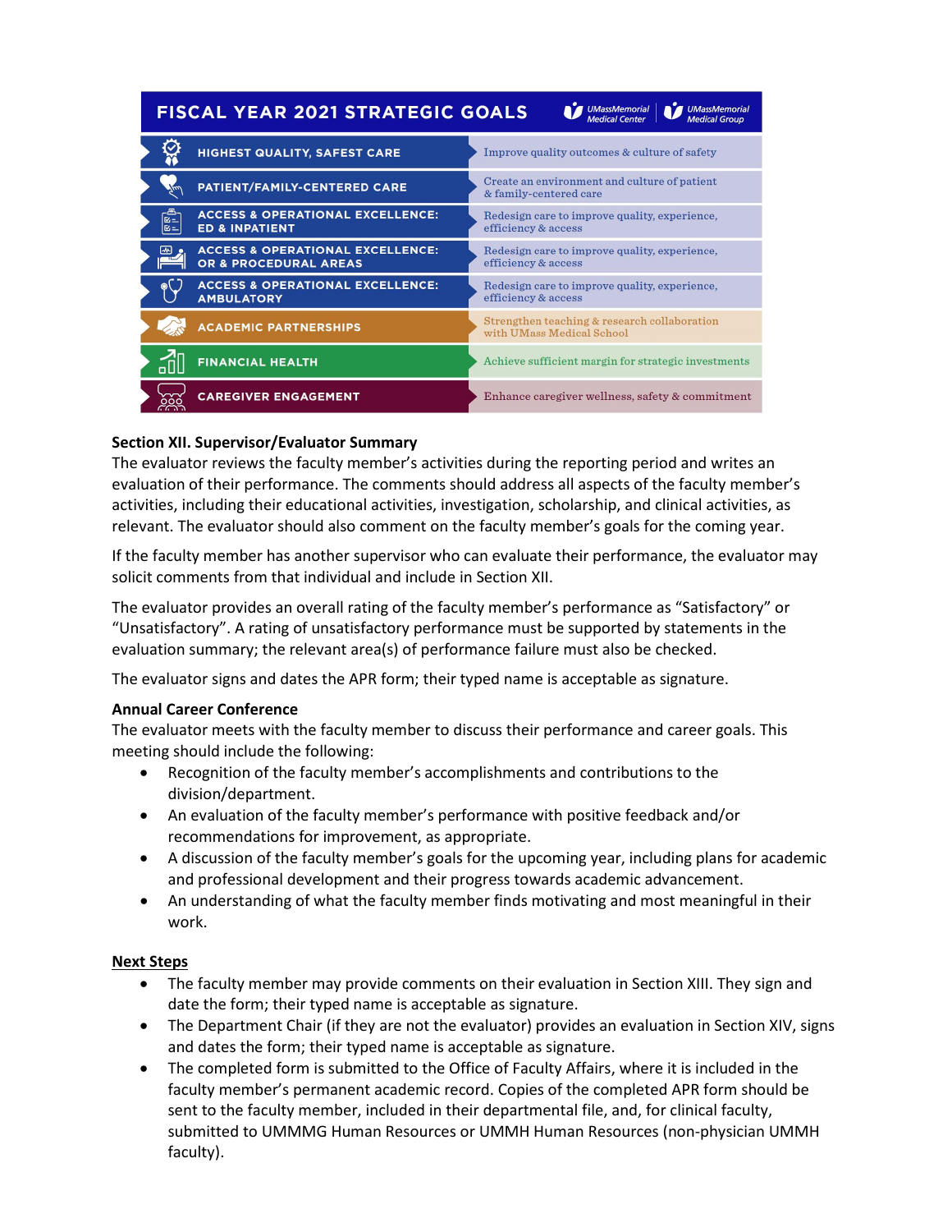| FISCAL YEAR 2021 STRATEGIC GOALS | UMassMemorial Medical Center / UMassMemorial Medical Group |
| --- | --- |
| HIGHEST QUALITY, SAFEST CARE | Improve quality outcomes & culture of safety |
| PATIENT/FAMILY-CENTERED CARE | Create an environment and culture of patient & family-centered care |
| ACCESS & OPERATIONAL EXCELLENCE: ED & INPATIENT | Redesign care to improve quality, experience, efficiency & access |
| ACCESS & OPERATIONAL EXCELLENCE: OR & PROCEDURAL AREAS | Redesign care to improve quality, experience, efficiency & access |
| ACCESS & OPERATIONAL EXCELLENCE: AMBULATORY | Redesign care to improve quality, experience, efficiency & access |
| ACADEMIC PARTNERSHIPS | Strengthen teaching & research collaboration with UMass Medical School |
| FINANCIAL HEALTH | Achieve sufficient margin for strategic investments |
| CAREGIVER ENGAGEMENT | Enhance caregiver wellness, safety & commitment |

**Section XII. Supervisor/Evaluator Summary**

The evaluator reviews the faculty member's activities during the reporting period and writes an evaluation of their performance. The comments should address all aspects of the faculty member's activities, including their educational activities, investigation, scholarship, and clinical activities, as relevant. The evaluator should also comment on the faculty member's goals for the coming year.

If the faculty member has another supervisor who can evaluate their performance, the evaluator may solicit comments from that individual and include in Section XII.

The evaluator provides an overall rating of the faculty member's performance as "Satisfactory" or "Unsatisfactory". A rating of unsatisfactory performance must be supported by statements in the evaluation summary; the relevant area(s) of performance failure must also be checked.

The evaluator signs and dates the APR form; their typed name is acceptable as signature.

**Annual Career Conference**

The evaluator meets with the faculty member to discuss their performance and career goals. This meeting should include the following:

- Recognition of the faculty member's accomplishments and contributions to the division/department.
- An evaluation of the faculty member's performance with positive feedback and/or recommendations for improvement, as appropriate.
- A discussion of the faculty member's goals for the upcoming year, including plans for academic and professional development and their progress towards academic advancement.
- An understanding of what the faculty member finds motivating and most meaningful in their work.

**Next Steps**

- The faculty member may provide comments on their evaluation in Section XIII. They sign and date the form; their typed name is acceptable as signature.
- The Department Chair (if they are not the evaluator) provides an evaluation in Section XIV, signs and dates the form; their typed name is acceptable as signature.
- The completed form is submitted to the Office of Faculty Affairs, where it is included in the faculty member's permanent academic record. Copies of the completed APR form should be sent to the faculty member, included in their departmental file, and, for clinical faculty, submitted to UMMMG Human Resources or UMMH Human Resources (non-physician UMMH faculty).